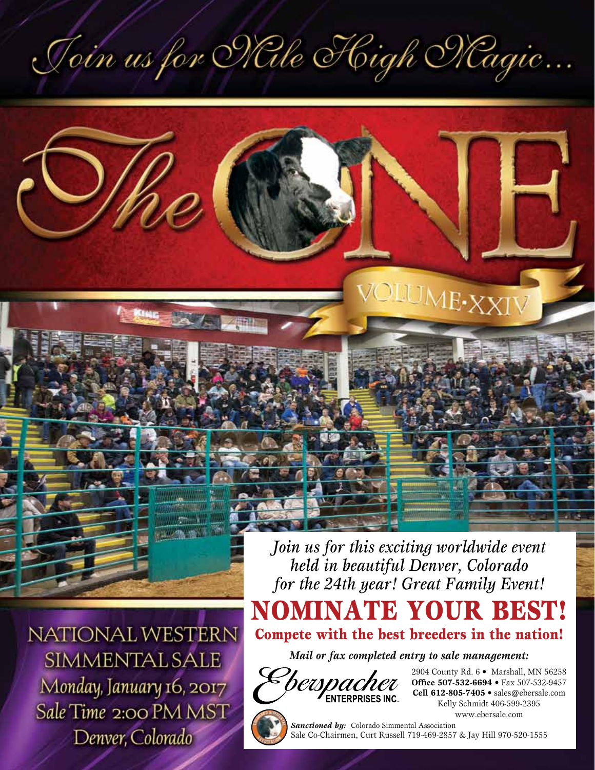# Join us for Mile High Magic...

# The ONE

## VOLUME·XXIV

*Join us for this exciting worldwide event held in beautiful Denver, Colorado for the 24th year! Great Family Event!*

## NOMINATE YOUR BEST!

**Compete with the best breeders in the nation!**

***Mail or fax completed entry to sale management:***

Eberspacher ENTERPRISES INC.

2904 County Rd. 6 • Marshall, MN 56258
**Office 507-532-6694** • Fax 507-532-9457
**Cell 612-805-7405** • sales@ebersale.com
Kelly Schmidt 406-599-2395
www.ebersale.com

***Sanctioned by:*** Colorado Simmental Association
Sale Co-Chairmen, Curt Russell 719-469-2857 & Jay Hill 970-520-1555

NATIONAL WESTERN SIMMENTAL SALE
Monday, January 16, 2017
Sale Time 2:00 PM MST
Denver, Colorado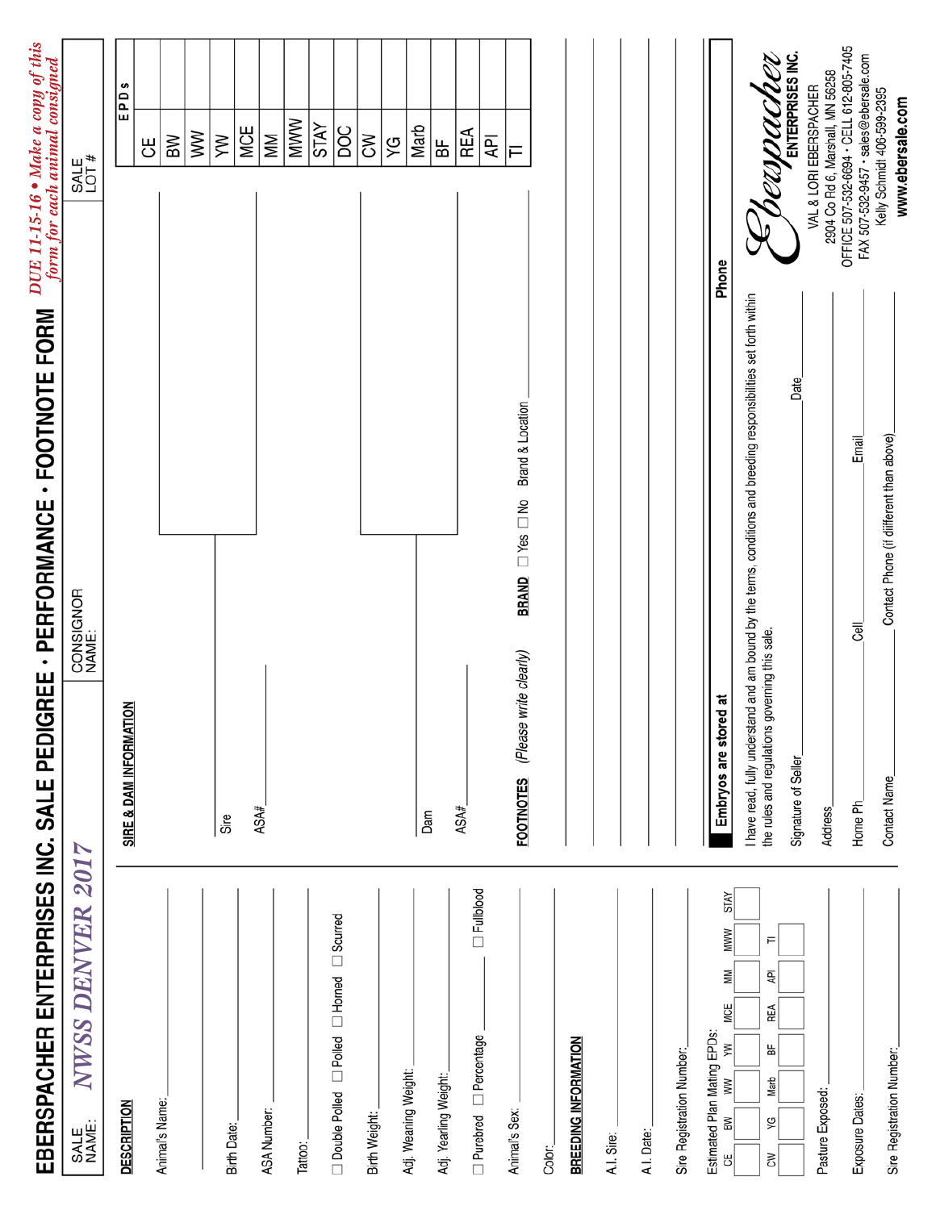# EBERSPACHER ENTERPRISES INC. SALE PEDIGREE · PERFORMANCE · FOOTNOTE FORM

***DUE 11-15-16 • Make a copy of this form for each animal consigned***

SALE NAME: *NWSS DENVER 2017*

CONSIGNOR NAME:

SALE LOT #

## DESCRIPTION

Animal's Name: ______________________________

Birth Date: ______________________________

ASA Number: ______________________________

Tattoo: ______________________________

☐ Double Polled ☐ Polled ☐ Horned ☐ Scurred

Birth Weight: ______________________________

Adj. Weaning Weight: ______________________________

Adj. Yearling Weight: ______________________________

☐ Purebred ☐ Percentage ______ ☐ Fullblood

Animal's Sex: ______________________________

Color: ______________________________

## BREEDING INFORMATION

A.I. Sire: ______________________________

A.I. Date: ______________________________

Sire Registration Number: ______________________________

Estimated Plan Mating EPDs:

| CE | BW | WW | YW | MCE | MM | MWW | STAY |
|---|---|---|---|---|---|---|---|
| | | | | | | | |

| CW | YG | Marb | BF | REA | API | TI |
|---|---|---|---|---|---|---|
| | | | | | | |

Pasture Exposed: ______________________________

Exposure Dates: ______________________________

Sire Registration Number: ______________________________

## SIRE & DAM INFORMATION

Sire ______________________________

ASA# ______________________________

Dam ______________________________

ASA# ______________________________

| EPDs | |
|---|---|
| CE | |
| BW | |
| WW | |
| YW | |
| MCE | |
| MM | |
| MWW | |
| STAY | |
| DOC | |
| CW | |
| YG | |
| Marb | |
| BF | |
| REA | |
| API | |
| TI | |

**FOOTNOTES** *(Please write clearly)*

**BRAND** ☐ Yes ☐ No Brand & Location ______________________________

______________________________

______________________________

______________________________

______________________________

______________________________

**Embryos are stored at** ______________________________ **Phone** ______________

I have read, fully understand and am bound by the terms, conditions and breeding responsibilities set forth within the rules and regulations governing this sale.

Signature of Seller ______________________________ Date ______________

Address ______________________________

Home Ph ______________ Cell ______________ Email ______________

Contact Name ______________ Contact Phone (if different than above) ______________

**Eberspacher ENTERPRISES INC.**

VAL & LORI EBERSPACHER
2904 Co Rd 6, Marshall, MN 56258
OFFICE 507-532-6694 • CELL 612-805-7405
FAX 507-532-9457 • sales@ebersale.com
Kelly Schmidt 406-599-2395
**www.ebersale.com**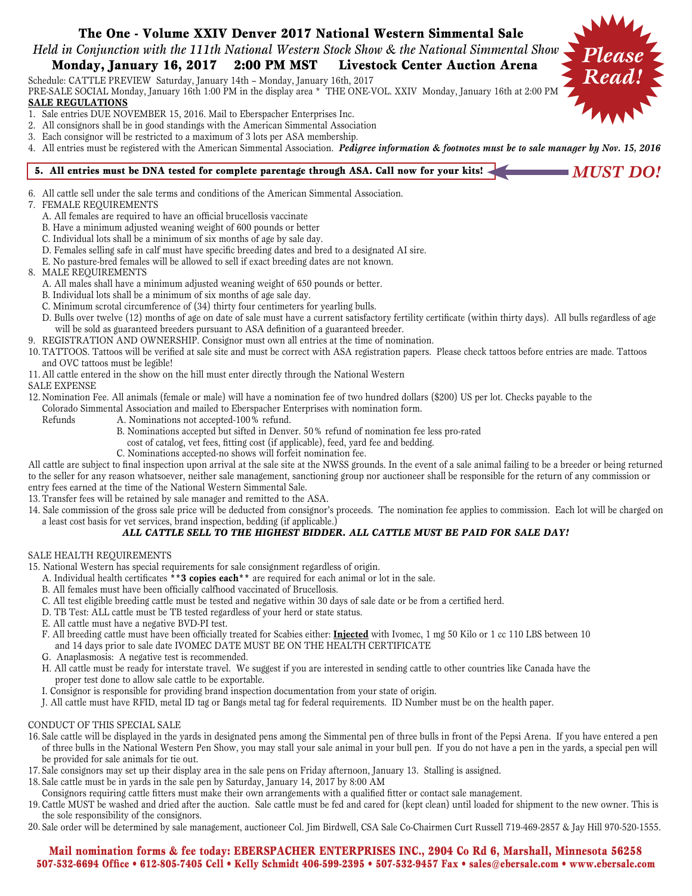# The One - Volume XXIV Denver 2017 National Western Simmental Sale

*Held in Conjunction with the 111th National Western Stock Show & the National Simmental Show*

**Monday, January 16, 2017 2:00 PM MST Livestock Center Auction Arena**

*Please Read!*

Schedule: CATTLE PREVIEW Saturday, January 14th – Monday, January 16th, 2017

PRE-SALE SOCIAL Monday, January 16th 1:00 PM in the display area * THE ONE-VOL. XXIV Monday, January 16th at 2:00 PM

**SALE REGULATIONS**

1. Sale entries DUE NOVEMBER 15, 2016. Mail to Eberspacher Enterprises Inc.
2. All consignors shall be in good standings with the American Simmental Association
3. Each consignor will be restricted to a maximum of 3 lots per ASA membership.
4. All entries must be registered with the American Simmental Association. ***Pedigree information & footnotes must be to sale manager by Nov. 15, 2016***
5. **All entries must be DNA tested for complete parentage through ASA. Call now for your kits!** *MUST DO!*
6. All cattle sell under the sale terms and conditions of the American Simmental Association.
7. FEMALE REQUIREMENTS
   - A. All females are required to have an official brucellosis vaccinate
   - B. Have a minimum adjusted weaning weight of 600 pounds or better
   - C. Individual lots shall be a minimum of six months of age by sale day.
   - D. Females selling safe in calf must have specific breeding dates and bred to a designated AI sire.
   - E. No pasture-bred females will be allowed to sell if exact breeding dates are not known.
8. MALE REQUIREMENTS
   - A. All males shall have a minimum adjusted weaning weight of 650 pounds or better.
   - B. Individual lots shall be a minimum of six months of age sale day.
   - C. Minimum scrotal circumference of (34) thirty four centimeters for yearling bulls.
   - D. Bulls over twelve (12) months of age on date of sale must have a current satisfactory fertility certificate (within thirty days). All bulls regardless of age will be sold as guaranteed breeders pursuant to ASA definition of a guaranteed breeder.
9. REGISTRATION AND OWNERSHIP. Consignor must own all entries at the time of nomination.
10. TATTOOS. Tattoos will be verified at sale site and must be correct with ASA registration papers. Please check tattoos before entries are made. Tattoos and OVC tattoos must be legible!
11. All cattle entered in the show on the hill must enter directly through the National Western

SALE EXPENSE

12. Nomination Fee. All animals (female or male) will have a nomination fee of two hundred dollars ($200) US per lot. Checks payable to the Colorado Simmental Association and mailed to Eberspacher Enterprises with nomination form.

    Refunds
    - A. Nominations not accepted-100% refund.
    - B. Nominations accepted but sifted in Denver. 50% refund of nomination fee less pro-rated cost of catalog, vet fees, fitting cost (if applicable), feed, yard fee and bedding.
    - C. Nominations accepted-no shows will forfeit nomination fee.

All cattle are subject to final inspection upon arrival at the sale site at the NWSS grounds. In the event of a sale animal failing to be a breeder or being returned to the seller for any reason whatsoever, neither sale management, sanctioning group nor auctioneer shall be responsible for the return of any commission or entry fees earned at the time of the National Western Simmental Sale.

13. Transfer fees will be retained by sale manager and remitted to the ASA.
14. Sale commission of the gross sale price will be deducted from consignor's proceeds. The nomination fee applies to commission. Each lot will be charged on a least cost basis for vet services, brand inspection, bedding (if applicable.)

***ALL CATTLE SELL TO THE HIGHEST BIDDER. ALL CATTLE MUST BE PAID FOR SALE DAY!***

SALE HEALTH REQUIREMENTS

15. National Western has special requirements for sale consignment regardless of origin.
    - A. Individual health certificates **\*\*3 copies each\*\*** are required for each animal or lot in the sale.
    - B. All females must have been officially calfhood vaccinated of Brucellosis.
    - C. All test eligible breeding cattle must be tested and negative within 30 days of sale date or be from a certified herd.
    - D. TB Test: ALL cattle must be TB tested regardless of your herd or state status.
    - E. All cattle must have a negative BVD-PI test.
    - F. All breeding cattle must have been officially treated for Scabies either: **Injected** with Ivomec, 1 mg 50 Kilo or 1 cc 110 LBS between 10 and 14 days prior to sale date IVOMEC DATE MUST BE ON THE HEALTH CERTIFICATE
    - G. Anaplasmosis: A negative test is recommended.
    - H. All cattle must be ready for interstate travel. We suggest if you are interested in sending cattle to other countries like Canada have the proper test done to allow sale cattle to be exportable.
    - I. Consignor is responsible for providing brand inspection documentation from your state of origin.
    - J. All cattle must have RFID, metal ID tag or Bangs metal tag for federal requirements. ID Number must be on the health paper.

CONDUCT OF THIS SPECIAL SALE

16. Sale cattle will be displayed in the yards in designated pens among the Simmental pen of three bulls in front of the Pepsi Arena. If you have entered a pen of three bulls in the National Western Pen Show, you may stall your sale animal in your bull pen. If you do not have a pen in the yards, a special pen will be provided for sale animals for tie out.
17. Sale consignors may set up their display area in the sale pens on Friday afternoon, January 13. Stalling is assigned.
18. Sale cattle must be in yards in the sale pen by Saturday, January 14, 2017 by 8:00 AM

    Consignors requiring cattle fitters must make their own arrangements with a qualified fitter or contact sale management.
19. Cattle MUST be washed and dried after the auction. Sale cattle must be fed and cared for (kept clean) until loaded for shipment to the new owner. This is the sole responsibility of the consignors.
20. Sale order will be determined by sale management, auctioneer Col. Jim Birdwell, CSA Sale Co-Chairmen Curt Russell 719-469-2857 & Jay Hill 970-520-1555.

**Mail nomination forms & fee today: EBERSPACHER ENTERPRISES INC., 2904 Co Rd 6, Marshall, Minnesota 56258**

**507-532-6694 Office • 612-805-7405 Cell • Kelly Schmidt 406-599-2395 • 507-532-9457 Fax • sales@ebersale.com • www.ebersale.com**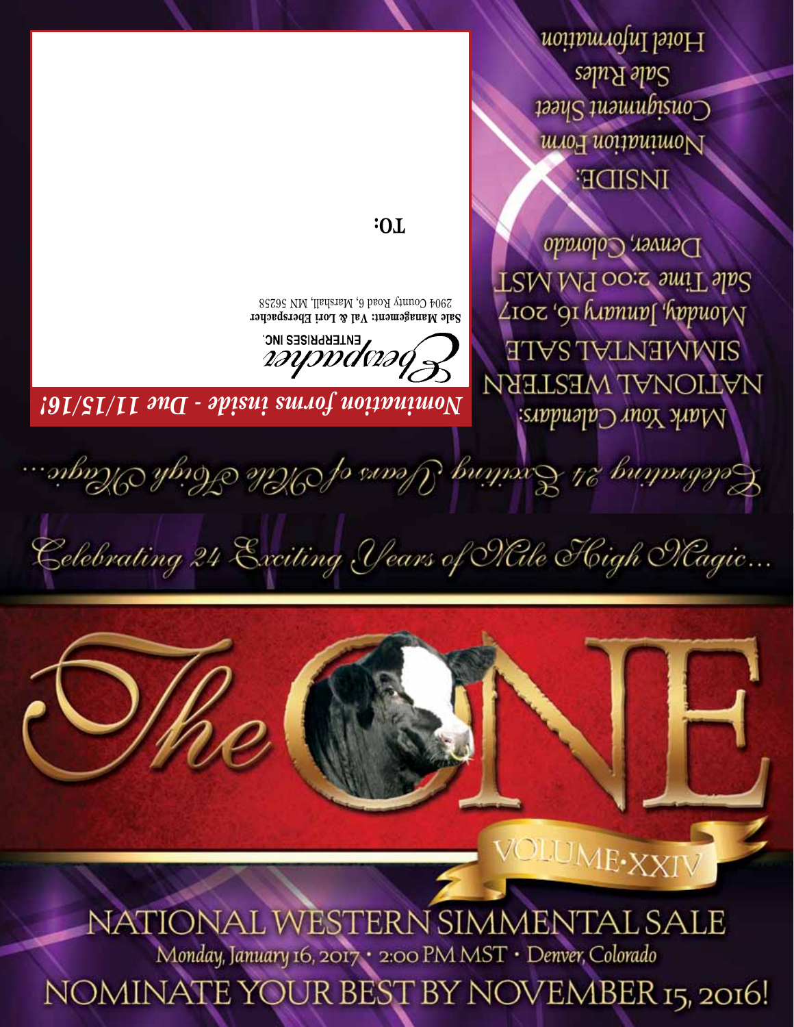Nomination forms inside - Due 11/15/16!

Eberspacher ENTERPRISES INC.

**Sale Management: Val & Lori Eberspacher**
2904 County Road 6, Marshall, MN 56258

TO:

Mark Your Calendars:

NATIONAL WESTERN SIMMENTAL SALE

Monday, January 16, 2017
Sale Time 2:00 PM MST
Denver, Colorado

INSIDE:

Nomination Form
Consignment Sheet
Sale Rules
Hotel Information

*Celebrating 24 Exciting Years of Mile High Magic...*

*Celebrating 24 Exciting Years of Mile High Magic...*

# The ONE

VOLUME·XXIV

## NATIONAL WESTERN SIMMENTAL SALE

Monday, January 16, 2017 · 2:00 PM MST · Denver, Colorado

## NOMINATE YOUR BEST BY NOVEMBER 15, 2016!